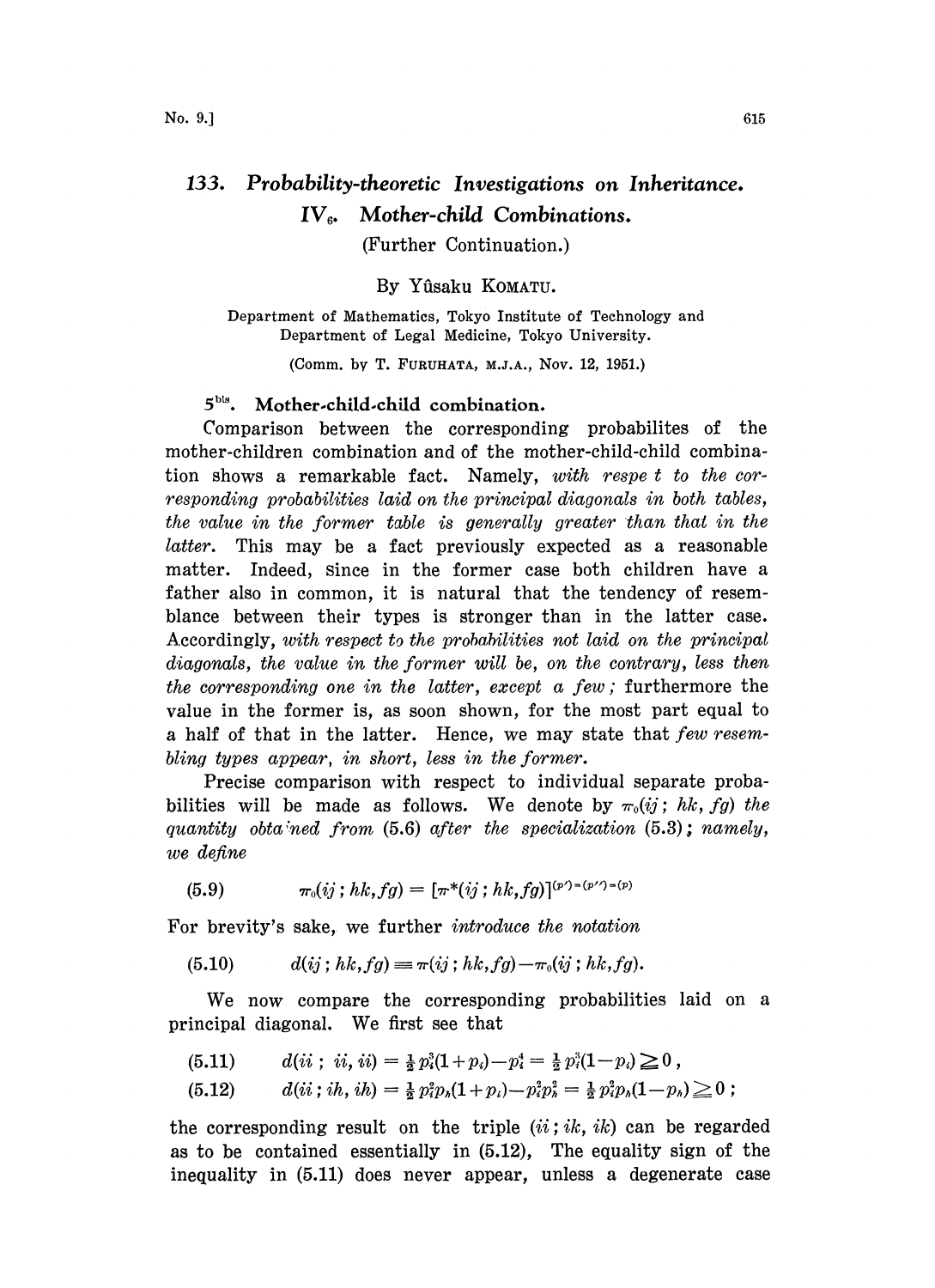# 133. Probability-theoretic Investigations on Inheritance. IV$_6$. Mother-child Combinations.

(Further Continuation.)

By Yûsaku KOMATU.

Department of Mathematics, Tokyo Institute of Technology and Department of Legal Medicine, Tokyo University.

(Comm. by T. FURUHATA, M.J.A., Nov. 12, 1951.)

## 5$^{\text{bis}}$. Mother-child-child combination.

Comparison between the corresponding probabilites of the mother-children combination and of the mother-child-child combination shows a remarkable fact. Namely, *with respe t to the corresponding probabilities laid on the principal diagonals in both tables, the value in the former table is generally greater than that in the latter.* This may be a fact previously expected as a reasonable matter. Indeed, since in the former case both children have a father also in common, it is natural that the tendency of resemblance between their types is stronger than in the latter case. Accordingly, *with respect to the probabilities not laid on the principal diagonals, the value in the former will be, on the contrary, less then the corresponding one in the latter, except a few;* furthermore the value in the former is, as soon shown, for the most part equal to a half of that in the latter. Hence, we may state that *few resembling types appear, in short, less in the former.*

Precise comparison with respect to individual separate probabilities will be made as follows. We denote by $\pi_0(ij; hk, fg)$ *the quantity obta'ned from* (5.6) *after the specialization* (5.3); *namely, we define*

$$(5.9) \qquad \pi_0(ij\,;hk,fg) = [\pi^*(ij\,;hk,fg)]^{(p')=(p'')=(p)}$$

For brevity's sake, we further *introduce the notation*

$$(5.10) \qquad d(ij\,;hk,fg) \equiv \pi(ij\,;hk,fg) - \pi_0(ij\,;hk,fg).$$

We now compare the corresponding probabilities laid on a principal diagonal. We first see that

$$(5.11) \qquad d(ii\,;\,ii,ii) = \tfrac{1}{2}p_i^3(1+p_i) - p_i^4 = \tfrac{1}{2}p_i^3(1-p_i) \geqq 0\,,$$

$$(5.12) \qquad d(ii\,;ih,ih) = \tfrac{1}{2}p_i^2p_h(1+p_i) - p_i^2p_h^2 = \tfrac{1}{2}p_i^2p_h(1-p_h) \geqq 0\,;$$

the corresponding result on the triple $(ii\,;ik,ik)$ can be regarded as to be contained essentially in (5.12), The equality sign of the inequality in (5.11) does never appear, unless a degenerate case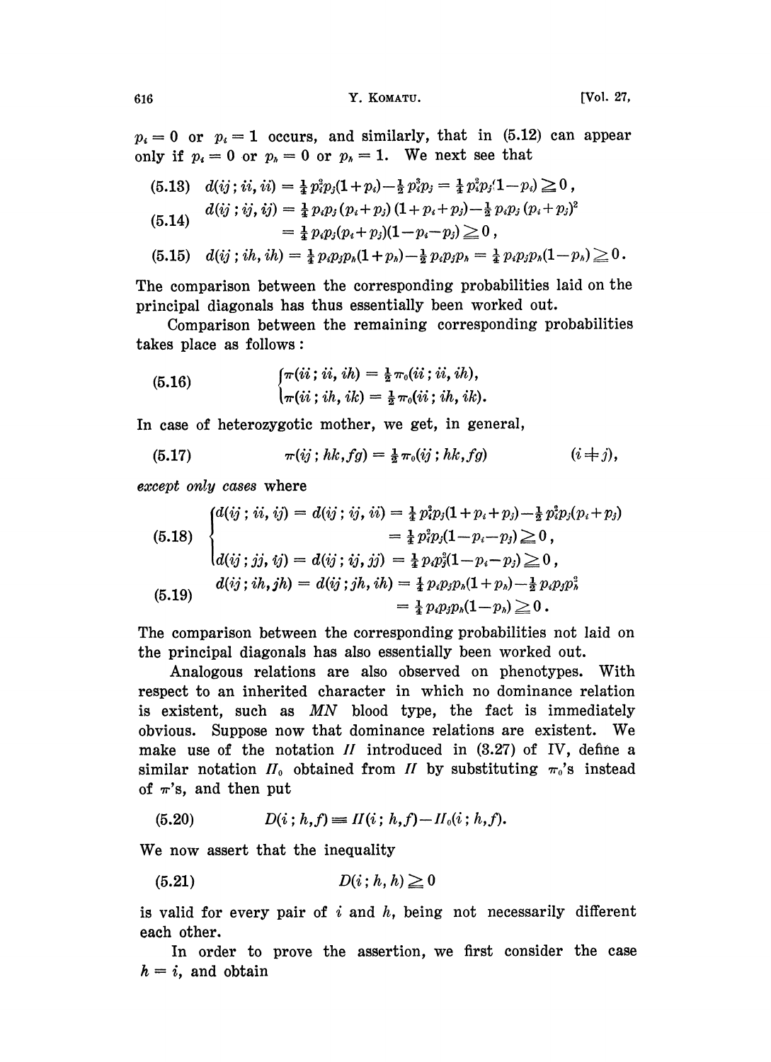$p_i = 0$ or $p_i = 1$ occurs, and similarly, that in (5.12) can appear only if $p_i = 0$ or $p_h = 0$ or $p_h = 1$. We next see that

$$(5.13)\quad d(ij\,;ii,ii) = \tfrac{1}{4}p_i^2p_j(1+p_i) - \tfrac{1}{2}p_i^2p_j = \tfrac{1}{4}p_i^2p_j(1-p_i) \geqq 0\,,$$

$$(5.14)\quad \begin{aligned} d(ij\,;ij,ij) &= \tfrac{1}{4}p_ip_j(p_i+p_j)(1+p_i+p_j) - \tfrac{1}{2}p_ip_j(p_i+p_j)^2 \\ &= \tfrac{1}{4}p_ip_j(p_i+p_j)(1-p_i-p_j) \geqq 0\,, \end{aligned}$$

$$(5.15)\quad d(ij\,;ih,ih) = \tfrac{1}{4}p_ip_jp_h(1+p_h) - \tfrac{1}{2}p_ip_jp_h = \tfrac{1}{4}p_ip_jp_h(1-p_h) \geqq 0\,.$$

The comparison between the corresponding probabilities laid on the principal diagonals has thus essentially been worked out.

Comparison between the remaining corresponding probabilities takes place as follows:

$$(5.16)\quad \begin{cases} \pi(ii\,;ii,ih) = \tfrac{1}{2}\pi_0(ii\,;ii,ih), \\ \pi(ii\,;ih,ik) = \tfrac{1}{2}\pi_0(ii\,;ih,ik). \end{cases}$$

In case of heterozygotic mother, we get, in general,

$$(5.17)\quad \pi(ij\,;hk,fg) = \tfrac{1}{2}\pi_0(ij\,;hk,fg) \qquad (i \neq j),$$

*except only cases* where

$$(5.18)\quad \begin{cases} \begin{aligned} d(ij\,;ii,ij) = d(ij\,;ij,ii) &= \tfrac{1}{4}p_i^2p_j(1+p_i+p_j) - \tfrac{1}{2}p_i^2p_j(p_i+p_j) \\ &= \tfrac{1}{4}p_i^2p_j(1-p_i-p_j) \geqq 0\,, \end{aligned} \\ d(ij\,;jj,ij) = d(ij\,;ij,jj) = \tfrac{1}{4}p_ip_j^2(1-p_i-p_j) \geqq 0\,, \end{cases}$$

$$(5.19)\quad \begin{aligned} d(ij\,;ih,jh) = d(ij\,;jh,ih) &= \tfrac{1}{4}p_ip_jp_h(1+p_h) - \tfrac{1}{2}p_ip_jp_h^2 \\ &= \tfrac{1}{4}p_ip_jp_h(1-p_h) \geqq 0\,. \end{aligned}$$

The comparison between the corresponding probabilities not laid on the principal diagonals has also essentially been worked out.

Analogous relations are also observed on phenotypes. With respect to an inherited character in which no dominance relation is existent, such as *MN* blood type, the fact is immediately obvious. Suppose now that dominance relations are existent. We make use of the notation $\Pi$ introduced in (3.27) of IV, define a similar notation $\Pi_0$ obtained from $\Pi$ by substituting $\pi_0$'s instead of $\pi$'s, and then put

$$(5.20)\quad D(i\,;h,f) \equiv \Pi(i\,;h,f) - \Pi_0(i\,;h,f).$$

We now assert that the inequality

$$(5.21)\quad D(i\,;h,h) \geqq 0$$

is valid for every pair of $i$ and $h$, being not necessarily different each other.

In order to prove the assertion, we first consider the case $h = i$, and obtain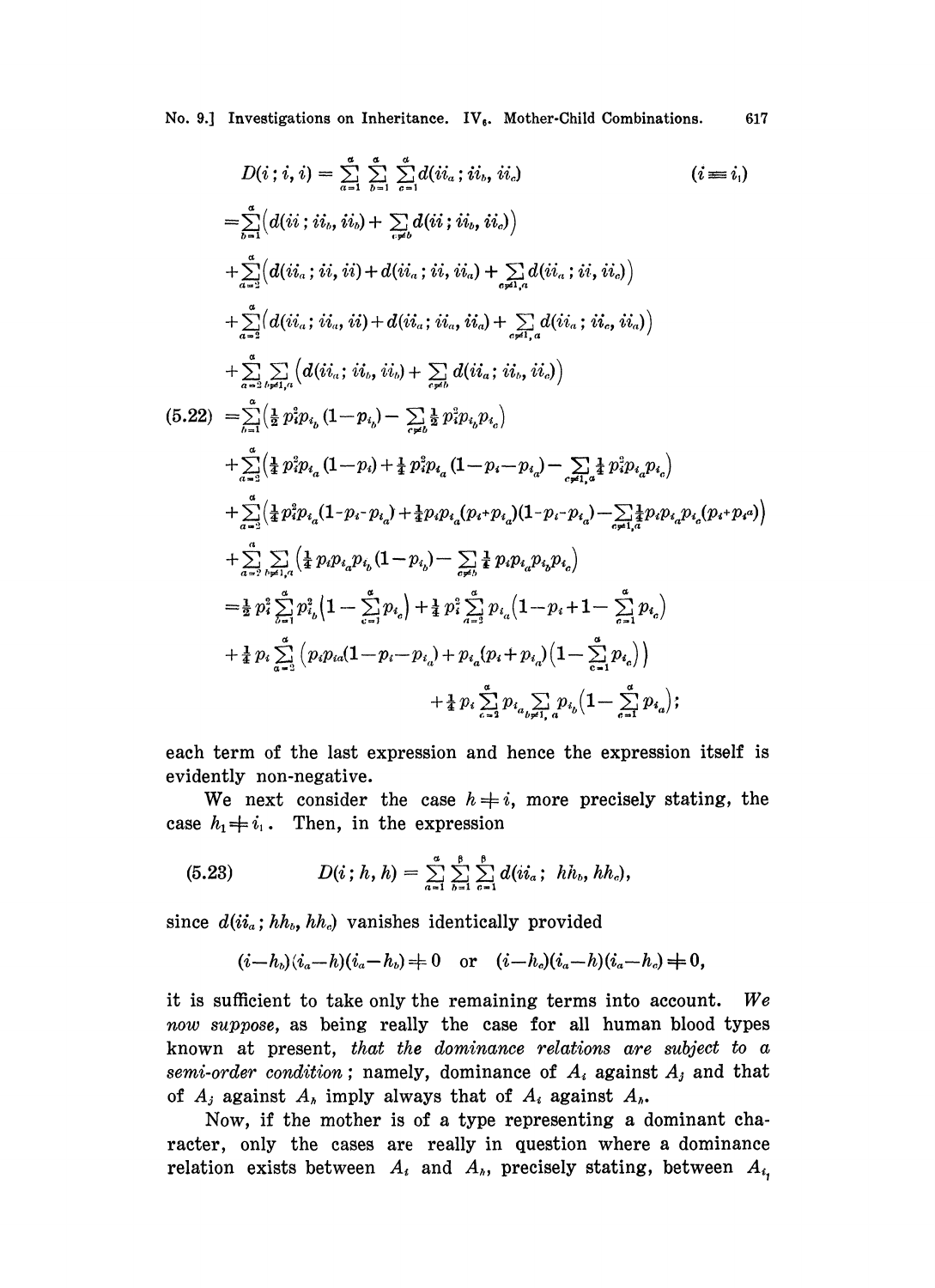$$
\begin{aligned}
D(i\,;i,i) &= \sum_{a=1}^{\alpha}\sum_{b=1}^{\alpha}\sum_{c=1}^{\alpha} d(ii_a\,;ii_b,ii_c) \qquad\qquad (i \equiv i_1)\\
&= \sum_{b=1}^{\alpha}\Big(d(ii\,;ii_b,ii_b) + \sum_{c\neq b} d(ii\,;ii_b,ii_c)\Big)\\
&\quad + \sum_{a=2}^{\alpha}\Big(d(ii_a\,;ii,ii) + d(ii_a\,;ii,ii_a) + \sum_{c\neq 1,a} d(ii_a\,;ii,ii_c)\Big)\\
&\quad + \sum_{a=2}^{\alpha}\Big(d(ii_a\,;ii_a,ii) + d(ii_a\,;ii_a,ii_a) + \sum_{c\neq 1,a} d(ii_a\,;ii_c,ii_a)\Big)\\
&\quad + \sum_{a=2}^{\alpha}\sum_{b\neq 1,a}\Big(d(ii_a\,;ii_b,ii_b) + \sum_{c\neq b} d(ii_a\,;ii_b,ii_c)\Big)
\end{aligned}
$$

$$
\begin{aligned}
(5.22)\quad &= \sum_{b=1}^{\alpha}\Big(\tfrac{1}{2}p_i^2 p_{i_b}(1-p_{i_b}) - \sum_{c\neq b}\tfrac{1}{2}p_i^2 p_{i_b}p_{i_c}\Big)\\
&\quad + \sum_{a=2}^{\alpha}\Big(\tfrac{1}{4}p_i^2 p_{i_a}(1-p_i) + \tfrac{1}{4}p_i^2 p_{i_a}(1-p_i-p_{i_a}) - \sum_{c\neq 1,a}\tfrac{1}{4}p_i^2 p_{i_a}p_{i_c}\Big)\\
&\quad + \sum_{a=2}^{\alpha}\Big(\tfrac{1}{4}p_i^2 p_{i_a}(1-p_i-p_{i_a}) + \tfrac{1}{4}p_i p_{i_a}(p_i+p_{i_a})(1-p_i-p_{i_a}) - \sum_{c\neq 1,a}\tfrac{1}{4}p_i p_{i_a}p_{i_c}(p_i+p_{i_a})\Big)\\
&\quad + \sum_{a=2}^{\alpha}\sum_{b\neq 1,a}\Big(\tfrac{1}{4}p_i p_{i_a}p_{i_b}(1-p_{i_b}) - \sum_{c\neq b}\tfrac{1}{4}p_i p_{i_a}p_{i_b}p_{i_c}\Big)\\
&= \tfrac{1}{2}p_i^2\sum_{b=1}^{\alpha}p_{i_b}^2\Big(1-\sum_{c=1}^{\alpha}p_{i_c}\Big) + \tfrac{1}{4}p_i^2\sum_{a=2}^{\alpha}p_{i_a}\Big(1-p_i+1-\sum_{c=1}^{\alpha}p_{i_c}\Big)\\
&\quad + \tfrac{1}{4}p_i\sum_{a=2}^{\alpha}\Big(p_i p_{i_a}(1-p_i-p_{i_a}) + p_{i_a}(p_i+p_{i_a})\Big(1-\sum_{c=1}^{\alpha}p_{i_c}\Big)\Big)\\
&\qquad\qquad + \tfrac{1}{4}p_i\sum_{a=2}^{\alpha}p_{i_a}\sum_{b\neq 1,a}p_{i_b}\Big(1-\sum_{c=1}^{\alpha}p_{i_c}\Big);
\end{aligned}
$$

each term of the last expression and hence the expression itself is evidently non-negative.

We next consider the case $h \neq i$, more precisely stating, the case $h_1 \neq i_1$. Then, in the expression

$$
(5.23)\qquad D(i\,;h,h) = \sum_{a=1}^{\alpha}\sum_{b=1}^{\beta}\sum_{c=1}^{\beta} d(ii_a\,;\ hh_b,hh_c),
$$

since $d(ii_a\,;hh_b,hh_c)$ vanishes identically provided

$$
(i-h_b)(i_a-h)(i_a-h_b) \neq 0 \quad\text{or}\quad (i-h_c)(i_a-h)(i_a-h_c) \neq 0,
$$

it is sufficient to take only the remaining terms into account. *We now suppose*, as being really the case for all human blood types known at present, *that the dominance relations are subject to a semi-order condition*; namely, dominance of $A_i$ against $A_j$ and that of $A_j$ against $A_h$ imply always that of $A_i$ against $A_h$.

Now, if the mother is of a type representing a dominant character, only the cases are really in question where a dominance relation exists between $A_i$ and $A_h$, precisely stating, between $A_{i_1}$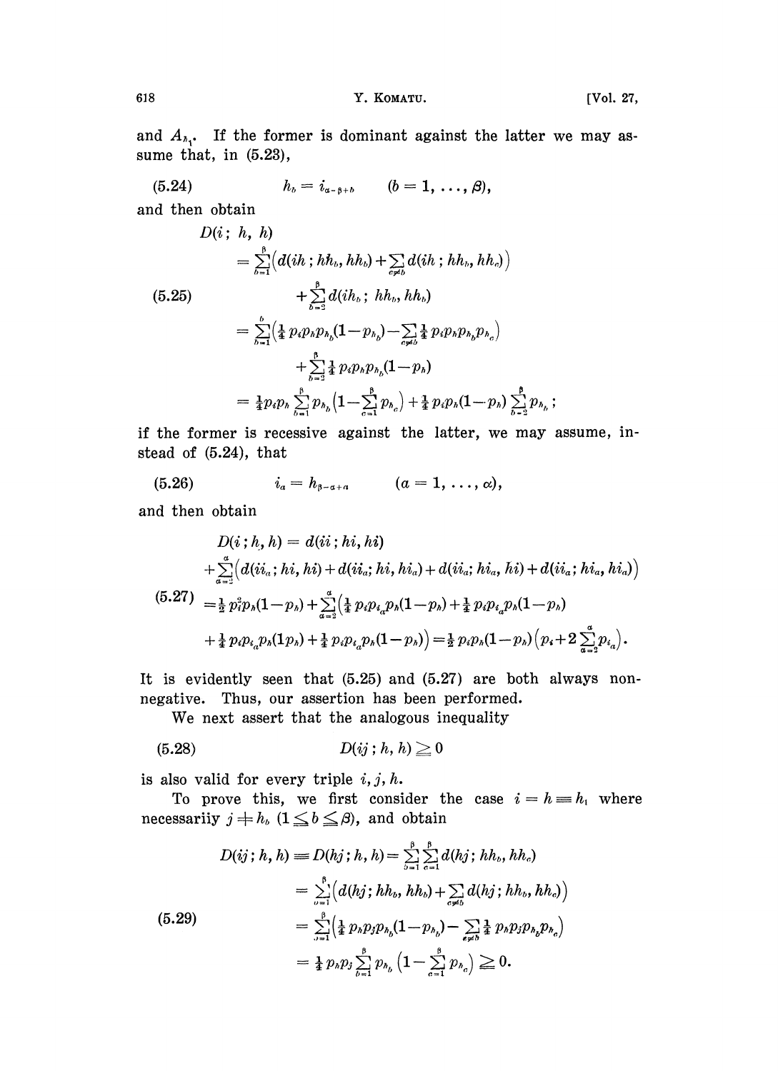and $A_{h_1}$. If the former is dominant against the latter we may assume that, in (5.23),

$$h_b = i_{\alpha-\beta+b} \qquad (b = 1, \dots, \beta), \tag{5.24}$$

and then obtain

$$\begin{aligned}
D(i;\, h,\, h)
&= \sum_{b=1}^{\beta}\Bigl(d(ih\,;\, hh_b,\, hh_b) + \sum_{c \neq b} d(ih\,;\, hh_b,\, hh_c)\Bigr) \\
&\qquad + \sum_{b=2}^{\beta} d(ih_b\,;\; hh_b,\, hh_b) \\
&= \sum_{b=1}^{b}\Bigl(\tfrac{1}{4}\, p_i p_h p_{h_b}(1-p_{h_b}) - \sum_{c\neq b} \tfrac{1}{4}\, p_i p_h p_{h_b} p_{h_c}\Bigr) \\
&\qquad + \sum_{b=2}^{\beta} \tfrac{1}{4}\, p_i p_h p_{h_b}(1-p_h) \\
&= \tfrac{1}{4} p_i p_h \sum_{b=1}^{\beta} p_{h_b}\Bigl(1 - \sum_{c=1}^{\beta} p_{h_c}\Bigr) + \tfrac{1}{4}\, p_i p_h (1-p_h) \sum_{b=2}^{\beta} p_{h_b}\,;
\end{aligned} \tag{5.25}$$

if the former is recessive against the latter, we may assume, instead of (5.24), that

$$i_a = h_{\beta-\alpha+a} \qquad (a = 1, \dots, \alpha), \tag{5.26}$$

and then obtain

$$\begin{aligned}
D(i\,;\, h,\, h) &= d(ii\,;\, hi,\, hi) \\
&\quad + \sum_{a=2}^{\alpha}\Bigl(d(ii_a;\, hi,\, hi) + d(ii_a;\, hi,\, hi_a) + d(ii_a;\, hi_a,\, hi) + d(ii_a;\, hi_a,\, hi_a)\Bigr) \\
&= \tfrac{1}{2}\, p_i^2 p_h (1-p_h) + \sum_{a=2}^{\alpha}\Bigl(\tfrac{1}{4}\, p_i p_{i_a} p_h (1-p_h) + \tfrac{1}{4}\, p_i p_{i_a} p_h (1-p_h) \\
&\quad + \tfrac{1}{4}\, p_i p_{i_a} p_h (1 p_h) + \tfrac{1}{4}\, p_i p_{i_a} p_h (1-p_h)\Bigr) = \tfrac{1}{2}\, p_i p_h (1-p_h)\Bigl(p_i + 2\sum_{a=2}^{\alpha} p_{i_a}\Bigr).
\end{aligned} \tag{5.27}$$

It is evidently seen that (5.25) and (5.27) are both always nonnegative. Thus, our assertion has been performed.

We next assert that the analogous inequality

$$D(ij\,;\, h,\, h) \geqq 0 \tag{5.28}$$

is also valid for every triple $i, j, h$.

To prove this, we first consider the case $i = h \equiv h_1$ where necessariiy $j \neq h_b$ $(1 \leqq b \leqq \beta)$, and obtain

$$\begin{aligned}
D(ij\,;\, h,\, h) \equiv D(hj\,;\, h,\, h) &= \sum_{b=1}^{\beta}\sum_{c=1}^{\beta} d(hj\,;\, hh_b,\, hh_c) \\
&= \sum_{b=1}^{\beta}\Bigl(d(hj\,;\, hh_b,\, hh_b) + \sum_{c\neq b} d(hj\,;\, hh_b,\, hh_c)\Bigr) \\
&= \sum_{b=1}^{\beta}\Bigl(\tfrac{1}{4}\, p_h p_j p_{h_b}(1-p_{h_b}) - \sum_{c\neq b} \tfrac{1}{4}\, p_h p_j p_{h_b} p_{h_c}\Bigr) \\
&= \tfrac{1}{4}\, p_h p_j \sum_{b=1}^{\beta} p_{h_b}\Bigl(1 - \sum_{c=1}^{\beta} p_{h_c}\Bigr) \geqq 0.
\end{aligned} \tag{5.29}$$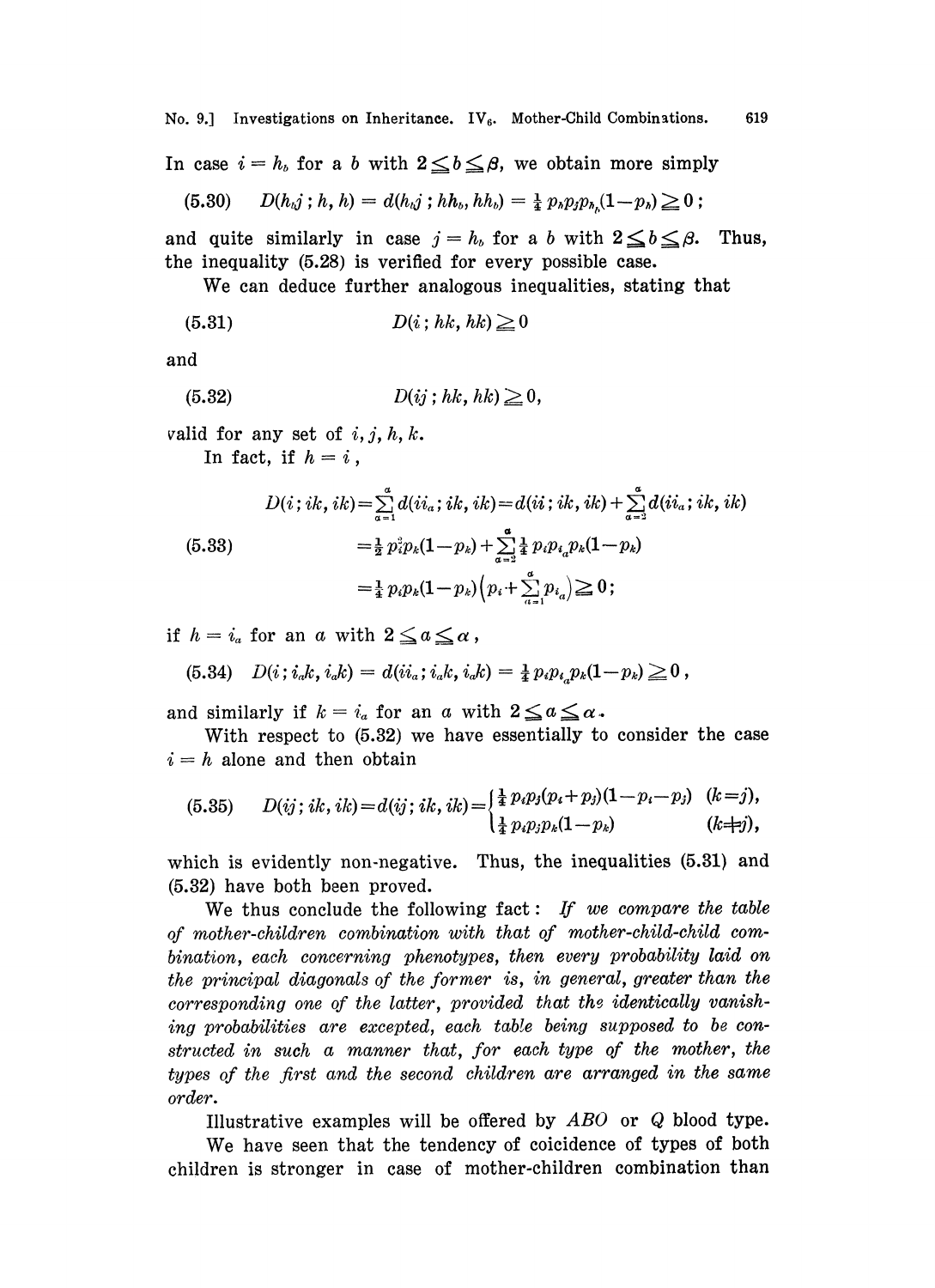In case $i = h_b$ for a $b$ with $2 \leq b \leq \beta$, we obtain more simply

$$D(h_b j\,;\, h, h) = d(h_b j\,;\, hh_b, hh_b) = \tfrac{1}{4}\, p_h p_j p_{h_b}(1-p_h) \geqq 0\,; \tag{5.30}$$

and quite similarly in case $j = h_b$ for a $b$ with $2 \leq b \leq \beta$. Thus, the inequality (5.28) is verified for every possible case.

We can deduce further analogous inequalities, stating that

$$D(i\,;\, hk, hk) \geqq 0 \tag{5.31}$$

and

$$D(ij\,;\, hk, hk) \geqq 0, \tag{5.32}$$

valid for any set of $i, j, h, k$.

In fact, if $h = i$,

$$\begin{aligned} D(i\,;\, ik, ik) &= \sum_{a=1}^{\alpha} d(ii_a\,;\, ik, ik) = d(ii\,;\, ik, ik) + \sum_{a=2}^{\alpha} d(ii_a\,;\, ik, ik) \\ &= \tfrac{1}{2}\, p_i^2 p_k(1-p_k) + \sum_{a=2}^{\alpha} \tfrac{1}{4}\, p_i p_{i_a} p_k(1-p_k) \\ &= \tfrac{1}{4}\, p_i p_k(1-p_k)\Big(p_i + \sum_{a=1}^{\alpha} p_{i_a}\Big) \geqq 0\,; \end{aligned} \tag{5.33}$$

if $h = i_a$ for an $a$ with $2 \leq a \leq \alpha$,

$$D(i\,;\, i_a k, i_a k) = d(ii_a\,;\, i_a k, i_a k) = \tfrac{1}{4}\, p_i p_{i_a} p_k(1-p_k) \geqq 0\,, \tag{5.34}$$

and similarly if $k = i_a$ for an $a$ with $2 \leq a \leq \alpha$.

With respect to (5.32) we have essentially to consider the case $i = h$ alone and then obtain

$$D(ij\,;\, ik, ik) = d(ij\,;\, ik, ik) = \begin{cases} \tfrac{1}{4}\, p_i p_j (p_i + p_j)(1-p_i-p_j) & (k=j), \\ \tfrac{1}{4}\, p_i p_j p_k(1-p_k) & (k \neq j), \end{cases} \tag{5.35}$$

which is evidently non-negative. Thus, the inequalities (5.31) and (5.32) have both been proved.

We thus conclude the following fact: *If we compare the table of mother-children combination with that of mother-child-child combination, each concerning phenotypes, then every probability laid on the principal diagonals of the former is, in general, greater than the corresponding one of the latter, provided that the identically vanishing probabilities are excepted, each table being supposed to be constructed in such a manner that, for each type of the mother, the types of the first and the second children are arranged in the same order.*

Illustrative examples will be offered by $ABO$ or $Q$ blood type.

We have seen that the tendency of coicidence of types of both children is stronger in case of mother-children combination than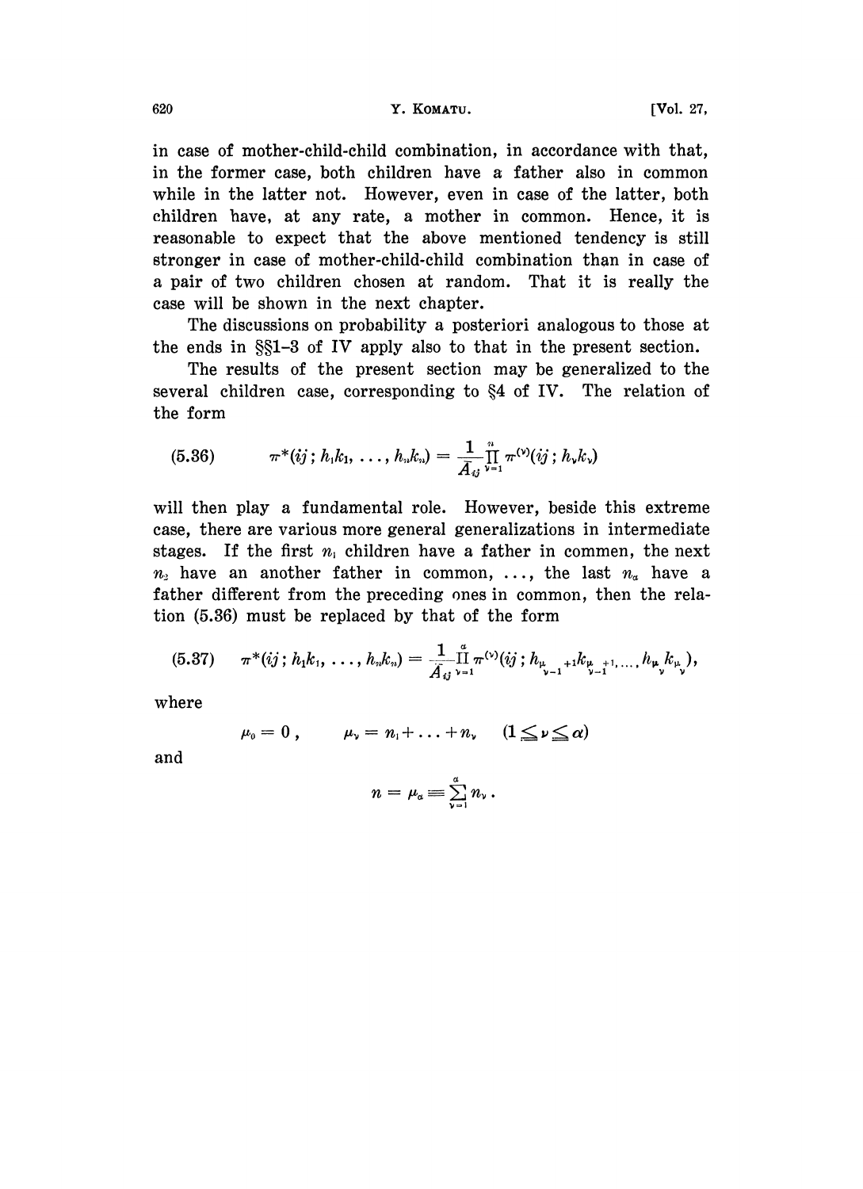in case of mother-child-child combination, in accordance with that, in the former case, both children have a father also in common while in the latter not. However, even in case of the latter, both children have, at any rate, a mother in common. Hence, it is reasonable to expect that the above mentioned tendency is still stronger in case of mother-child-child combination than in case of a pair of two children chosen at random. That it is really the case will be shown in the next chapter.

The discussions on probability a posteriori analogous to those at the ends in §§1–3 of IV apply also to that in the present section.

The results of the present section may be generalized to the several children case, corresponding to §4 of IV. The relation of the form

$$\pi^*(ij;h_1k_1,\ldots,h_nk_n) = \frac{1}{\bar{A}_{ij}}\prod_{\nu=1}^{n}\pi^{(\nu)}(ij;h_\nu k_\nu) \tag{5.36}$$

will then play a fundamental role. However, beside this extreme case, there are various more general generalizations in intermediate stages. If the first $n_1$ children have a father in commen, the next $n_2$ have an another father in common, ..., the last $n_\alpha$ have a father different from the preceding ones in common, then the relation (5.36) must be replaced by that of the form

$$\pi^*(ij;h_1k_1,\ldots,h_nk_n) = \frac{1}{\bar{A}_{ij}}\prod_{\nu=1}^{\alpha}\pi^{(\nu)}(ij;h_{\mu_{\nu-1}+1}k_{\mu_{\nu-1}+1},\ldots,h_{\mu_\nu}k_{\mu_\nu}), \tag{5.37}$$

where

$$\mu_0 = 0\,, \qquad \mu_\nu = n_1 + \ldots + n_\nu \quad (1 \leq \nu \leq \alpha)$$

and

$$n = \mu_\alpha \equiv \sum_{\nu=1}^{\alpha} n_\nu\,.$$